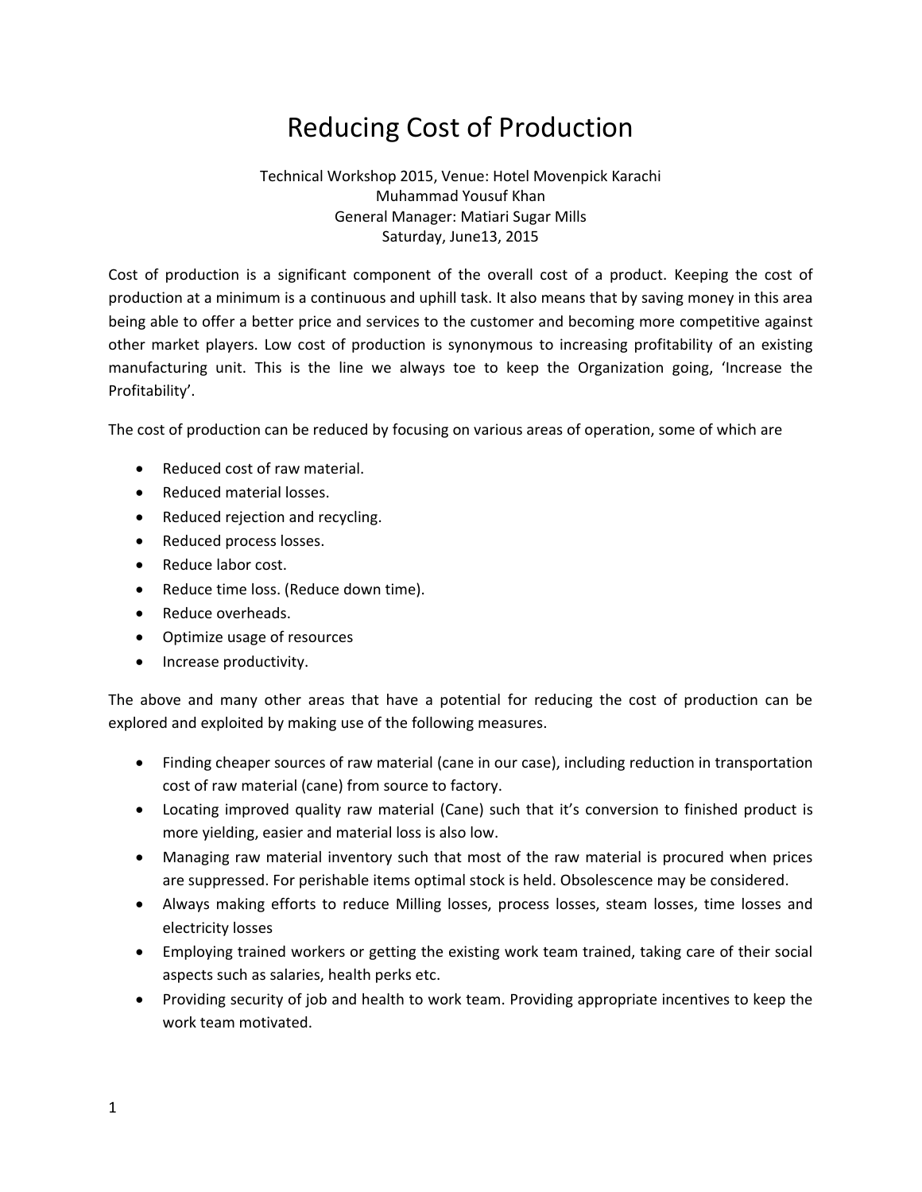# Reducing Cost of Production

Technical Workshop 2015, Venue: Hotel Movenpick Karachi
Muhammad Yousuf Khan
General Manager: Matiari Sugar Mills
Saturday, June13, 2015

Cost of production is a significant component of the overall cost of a product. Keeping the cost of production at a minimum is a continuous and uphill task. It also means that by saving money in this area being able to offer a better price and services to the customer and becoming more competitive against other market players. Low cost of production is synonymous to increasing profitability of an existing manufacturing unit. This is the line we always toe to keep the Organization going, 'Increase the Profitability'.

The cost of production can be reduced by focusing on various areas of operation, some of which are

- Reduced cost of raw material.
- Reduced material losses.
- Reduced rejection and recycling.
- Reduced process losses.
- Reduce labor cost.
- Reduce time loss. (Reduce down time).
- Reduce overheads.
- Optimize usage of resources
- Increase productivity.

The above and many other areas that have a potential for reducing the cost of production can be explored and exploited by making use of the following measures.

- Finding cheaper sources of raw material (cane in our case), including reduction in transportation cost of raw material (cane) from source to factory.
- Locating improved quality raw material (Cane) such that it's conversion to finished product is more yielding, easier and material loss is also low.
- Managing raw material inventory such that most of the raw material is procured when prices are suppressed. For perishable items optimal stock is held. Obsolescence may be considered.
- Always making efforts to reduce Milling losses, process losses, steam losses, time losses and electricity losses
- Employing trained workers or getting the existing work team trained, taking care of their social aspects such as salaries, health perks etc.
- Providing security of job and health to work team. Providing appropriate incentives to keep the work team motivated.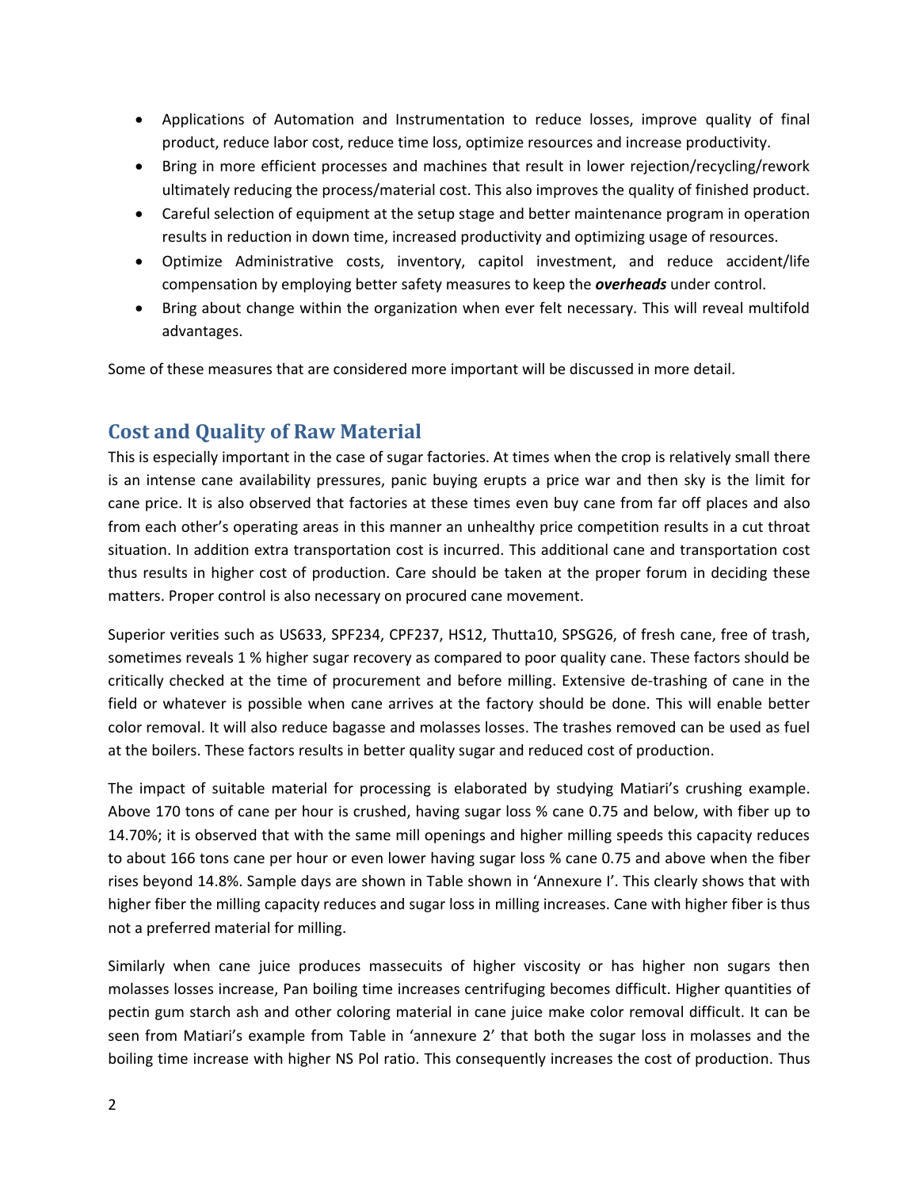- Applications of Automation and Instrumentation to reduce losses, improve quality of final product, reduce labor cost, reduce time loss, optimize resources and increase productivity.
- Bring in more efficient processes and machines that result in lower rejection/recycling/rework ultimately reducing the process/material cost. This also improves the quality of finished product.
- Careful selection of equipment at the setup stage and better maintenance program in operation results in reduction in down time, increased productivity and optimizing usage of resources.
- Optimize Administrative costs, inventory, capitol investment, and reduce accident/life compensation by employing better safety measures to keep the ***overheads*** under control.
- Bring about change within the organization when ever felt necessary. This will reveal multifold advantages.

Some of these measures that are considered more important will be discussed in more detail.

## Cost and Quality of Raw Material

This is especially important in the case of sugar factories. At times when the crop is relatively small there is an intense cane availability pressures, panic buying erupts a price war and then sky is the limit for cane price. It is also observed that factories at these times even buy cane from far off places and also from each other's operating areas in this manner an unhealthy price competition results in a cut throat situation. In addition extra transportation cost is incurred. This additional cane and transportation cost thus results in higher cost of production. Care should be taken at the proper forum in deciding these matters. Proper control is also necessary on procured cane movement.

Superior verities such as US633, SPF234, CPF237, HS12, Thutta10, SPSG26, of fresh cane, free of trash, sometimes reveals 1 % higher sugar recovery as compared to poor quality cane. These factors should be critically checked at the time of procurement and before milling. Extensive de-trashing of cane in the field or whatever is possible when cane arrives at the factory should be done. This will enable better color removal. It will also reduce bagasse and molasses losses. The trashes removed can be used as fuel at the boilers. These factors results in better quality sugar and reduced cost of production.

The impact of suitable material for processing is elaborated by studying Matiari's crushing example. Above 170 tons of cane per hour is crushed, having sugar loss % cane 0.75 and below, with fiber up to 14.70%; it is observed that with the same mill openings and higher milling speeds this capacity reduces to about 166 tons cane per hour or even lower having sugar loss % cane 0.75 and above when the fiber rises beyond 14.8%. Sample days are shown in Table shown in 'Annexure I'. This clearly shows that with higher fiber the milling capacity reduces and sugar loss in milling increases. Cane with higher fiber is thus not a preferred material for milling.

Similarly when cane juice produces massecuits of higher viscosity or has higher non sugars then molasses losses increase, Pan boiling time increases centrifuging becomes difficult. Higher quantities of pectin gum starch ash and other coloring material in cane juice make color removal difficult. It can be seen from Matiari's example from Table in 'annexure 2' that both the sugar loss in molasses and the boiling time increase with higher NS Pol ratio. This consequently increases the cost of production. Thus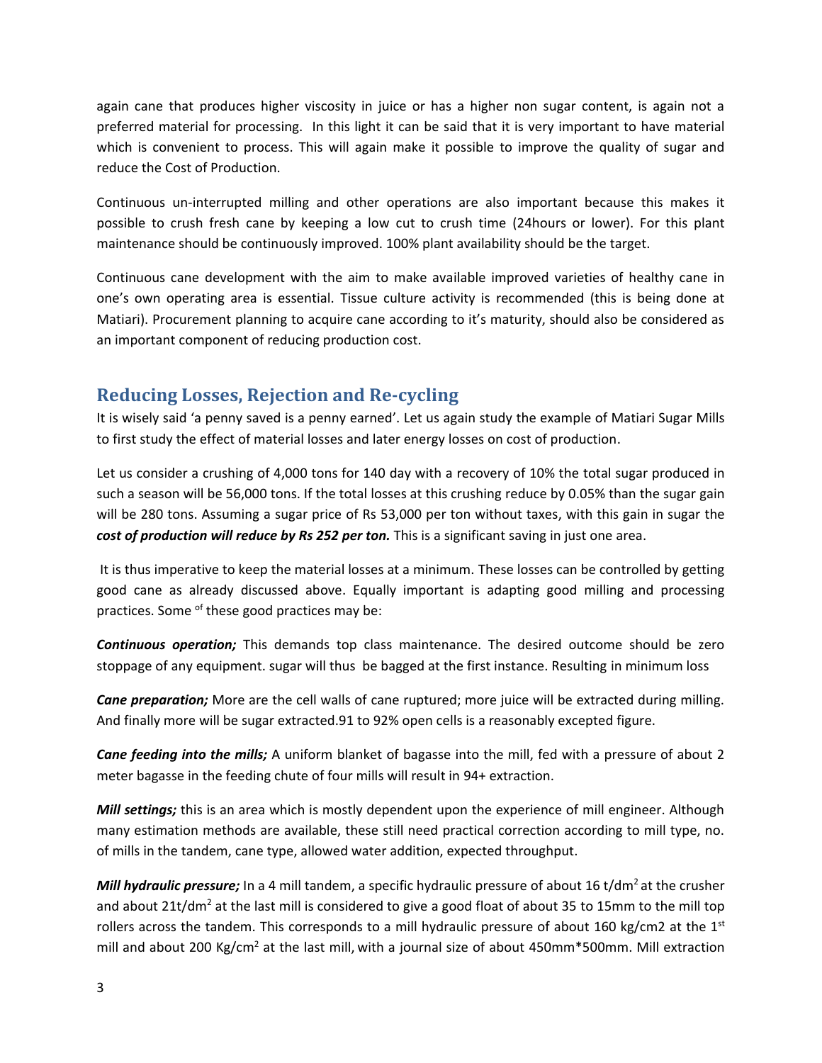again cane that produces higher viscosity in juice or has a higher non sugar content, is again not a preferred material for processing. In this light it can be said that it is very important to have material which is convenient to process. This will again make it possible to improve the quality of sugar and reduce the Cost of Production.

Continuous un-interrupted milling and other operations are also important because this makes it possible to crush fresh cane by keeping a low cut to crush time (24hours or lower). For this plant maintenance should be continuously improved. 100% plant availability should be the target.

Continuous cane development with the aim to make available improved varieties of healthy cane in one's own operating area is essential. Tissue culture activity is recommended (this is being done at Matiari). Procurement planning to acquire cane according to it's maturity, should also be considered as an important component of reducing production cost.

## Reducing Losses, Rejection and Re-cycling

It is wisely said 'a penny saved is a penny earned'. Let us again study the example of Matiari Sugar Mills to first study the effect of material losses and later energy losses on cost of production.

Let us consider a crushing of 4,000 tons for 140 day with a recovery of 10% the total sugar produced in such a season will be 56,000 tons. If the total losses at this crushing reduce by 0.05% than the sugar gain will be 280 tons. Assuming a sugar price of Rs 53,000 per ton without taxes, with this gain in sugar the ***cost of production will reduce by Rs 252 per ton.*** This is a significant saving in just one area.

It is thus imperative to keep the material losses at a minimum. These losses can be controlled by getting good cane as already discussed above. Equally important is adapting good milling and processing practices. Some of these good practices may be:

***Continuous operation;*** This demands top class maintenance. The desired outcome should be zero stoppage of any equipment. sugar will thus be bagged at the first instance. Resulting in minimum loss

***Cane preparation;*** More are the cell walls of cane ruptured; more juice will be extracted during milling. And finally more will be sugar extracted.91 to 92% open cells is a reasonably excepted figure.

***Cane feeding into the mills;*** A uniform blanket of bagasse into the mill, fed with a pressure of about 2 meter bagasse in the feeding chute of four mills will result in 94+ extraction.

***Mill settings;*** this is an area which is mostly dependent upon the experience of mill engineer. Although many estimation methods are available, these still need practical correction according to mill type, no. of mills in the tandem, cane type, allowed water addition, expected throughput.

***Mill hydraulic pressure;*** In a 4 mill tandem, a specific hydraulic pressure of about 16 t/dm$^2$ at the crusher and about 21t/dm$^2$ at the last mill is considered to give a good float of about 35 to 15mm to the mill top rollers across the tandem. This corresponds to a mill hydraulic pressure of about 160 kg/cm2 at the 1$^{st}$ mill and about 200 Kg/cm$^2$ at the last mill, with a journal size of about 450mm*500mm. Mill extraction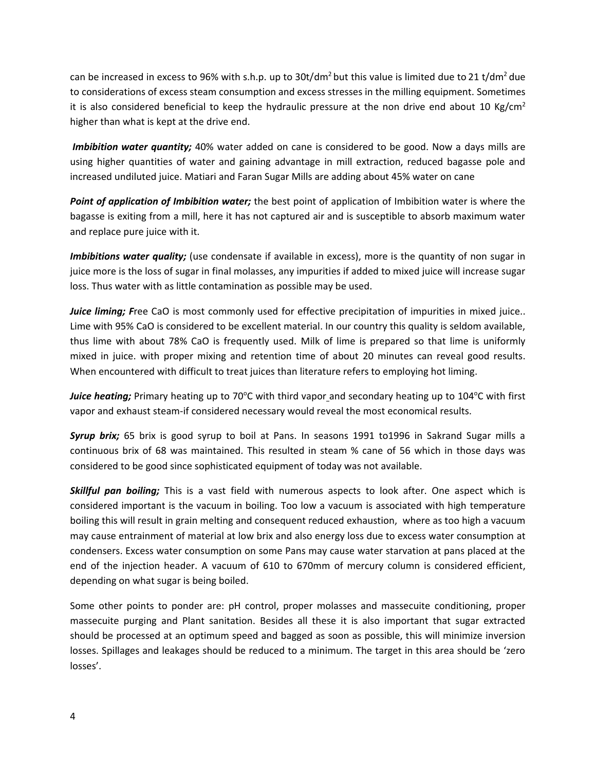can be increased in excess to 96% with s.h.p. up to 30t/dm$^2$ but this value is limited due to 21 t/dm$^2$ due to considerations of excess steam consumption and excess stresses in the milling equipment. Sometimes it is also considered beneficial to keep the hydraulic pressure at the non drive end about 10 Kg/cm$^2$ higher than what is kept at the drive end.

***Imbibition water quantity;*** 40% water added on cane is considered to be good. Now a days mills are using higher quantities of water and gaining advantage in mill extraction, reduced bagasse pole and increased undiluted juice. Matiari and Faran Sugar Mills are adding about 45% water on cane

***Point of application of Imbibition water;*** the best point of application of Imbibition water is where the bagasse is exiting from a mill, here it has not captured air and is susceptible to absorb maximum water and replace pure juice with it.

***Imbibitions water quality;*** (use condensate if available in excess), more is the quantity of non sugar in juice more is the loss of sugar in final molasses, any impurities if added to mixed juice will increase sugar loss. Thus water with as little contamination as possible may be used.

***Juice liming; F***ree CaO is most commonly used for effective precipitation of impurities in mixed juice.. Lime with 95% CaO is considered to be excellent material. In our country this quality is seldom available, thus lime with about 78% CaO is frequently used. Milk of lime is prepared so that lime is uniformly mixed in juice. with proper mixing and retention time of about 20 minutes can reveal good results. When encountered with difficult to treat juices than literature refers to employing hot liming.

***Juice heating;*** Primary heating up to 70$^o$C with third vapor and secondary heating up to 104$^o$C with first vapor and exhaust steam-if considered necessary would reveal the most economical results.

***Syrup brix;*** 65 brix is good syrup to boil at Pans. In seasons 1991 to1996 in Sakrand Sugar mills a continuous brix of 68 was maintained. This resulted in steam % cane of 56 which in those days was considered to be good since sophisticated equipment of today was not available.

***Skillful pan boiling;*** This is a vast field with numerous aspects to look after. One aspect which is considered important is the vacuum in boiling. Too low a vacuum is associated with high temperature boiling this will result in grain melting and consequent reduced exhaustion, where as too high a vacuum may cause entrainment of material at low brix and also energy loss due to excess water consumption at condensers. Excess water consumption on some Pans may cause water starvation at pans placed at the end of the injection header. A vacuum of 610 to 670mm of mercury column is considered efficient, depending on what sugar is being boiled.

Some other points to ponder are: pH control, proper molasses and massecuite conditioning, proper massecuite purging and Plant sanitation. Besides all these it is also important that sugar extracted should be processed at an optimum speed and bagged as soon as possible, this will minimize inversion losses. Spillages and leakages should be reduced to a minimum. The target in this area should be 'zero losses'.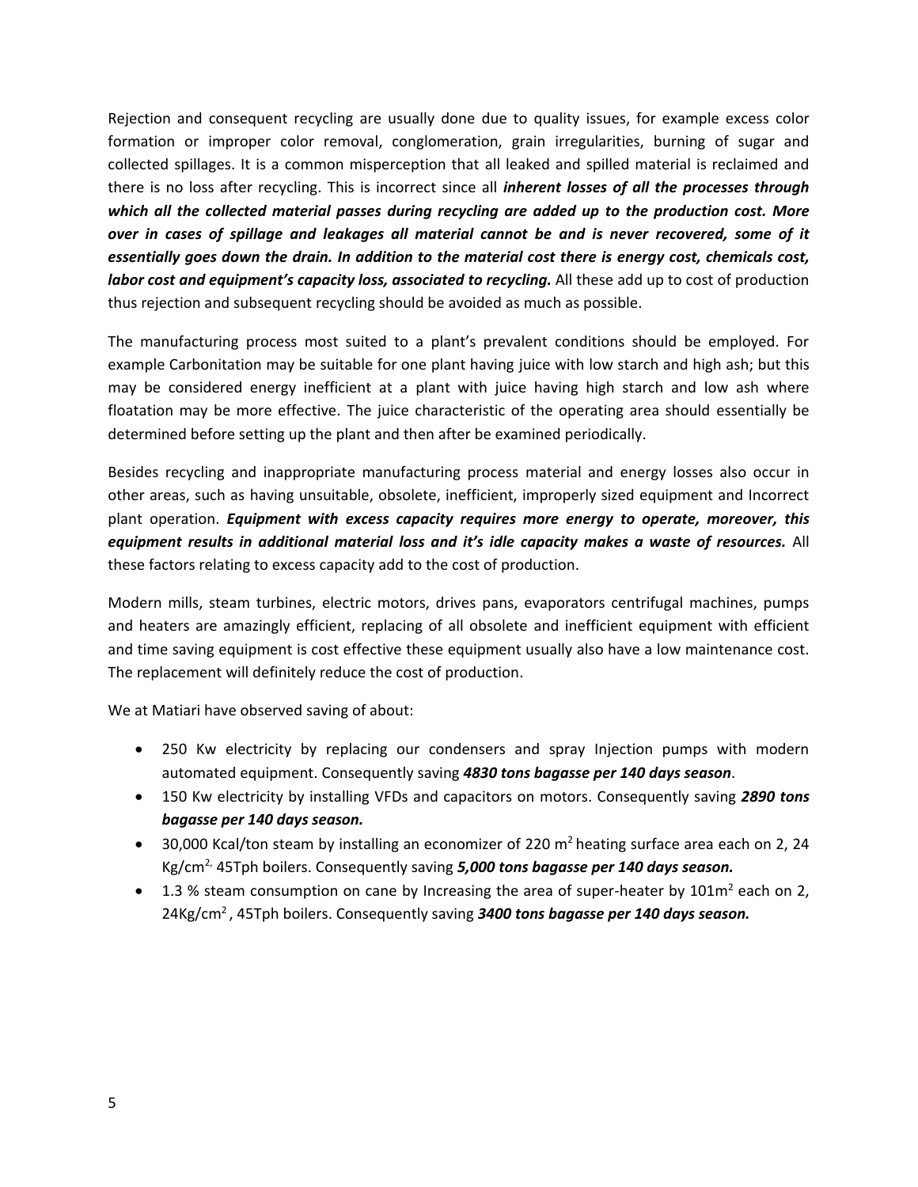Rejection and consequent recycling are usually done due to quality issues, for example excess color formation or improper color removal, conglomeration, grain irregularities, burning of sugar and collected spillages. It is a common misperception that all leaked and spilled material is reclaimed and there is no loss after recycling. This is incorrect since all ***inherent losses of all the processes through which all the collected material passes during recycling are added up to the production cost. More over in cases of spillage and leakages all material cannot be and is never recovered, some of it essentially goes down the drain. In addition to the material cost there is energy cost, chemicals cost, labor cost and equipment's capacity loss, associated to recycling.*** All these add up to cost of production thus rejection and subsequent recycling should be avoided as much as possible.

The manufacturing process most suited to a plant's prevalent conditions should be employed. For example Carbonitation may be suitable for one plant having juice with low starch and high ash; but this may be considered energy inefficient at a plant with juice having high starch and low ash where floatation may be more effective. The juice characteristic of the operating area should essentially be determined before setting up the plant and then after be examined periodically.

Besides recycling and inappropriate manufacturing process material and energy losses also occur in other areas, such as having unsuitable, obsolete, inefficient, improperly sized equipment and Incorrect plant operation. ***Equipment with excess capacity requires more energy to operate, moreover, this equipment results in additional material loss and it's idle capacity makes a waste of resources.*** All these factors relating to excess capacity add to the cost of production.

Modern mills, steam turbines, electric motors, drives pans, evaporators centrifugal machines, pumps and heaters are amazingly efficient, replacing of all obsolete and inefficient equipment with efficient and time saving equipment is cost effective these equipment usually also have a low maintenance cost. The replacement will definitely reduce the cost of production.

We at Matiari have observed saving of about:

- 250 Kw electricity by replacing our condensers and spray Injection pumps with modern automated equipment. Consequently saving ***4830 tons bagasse per 140 days season***.
- 150 Kw electricity by installing VFDs and capacitors on motors. Consequently saving ***2890 tons bagasse per 140 days season.***
- 30,000 Kcal/ton steam by installing an economizer of 220 $m^2$ heating surface area each on 2, 24 $Kg/cm^2$, 45Tph boilers. Consequently saving ***5,000 tons bagasse per 140 days season.***
- 1.3 % steam consumption on cane by Increasing the area of super-heater by 101$m^2$ each on 2, 24$Kg/cm^2$ , 45Tph boilers. Consequently saving ***3400 tons bagasse per 140 days season.***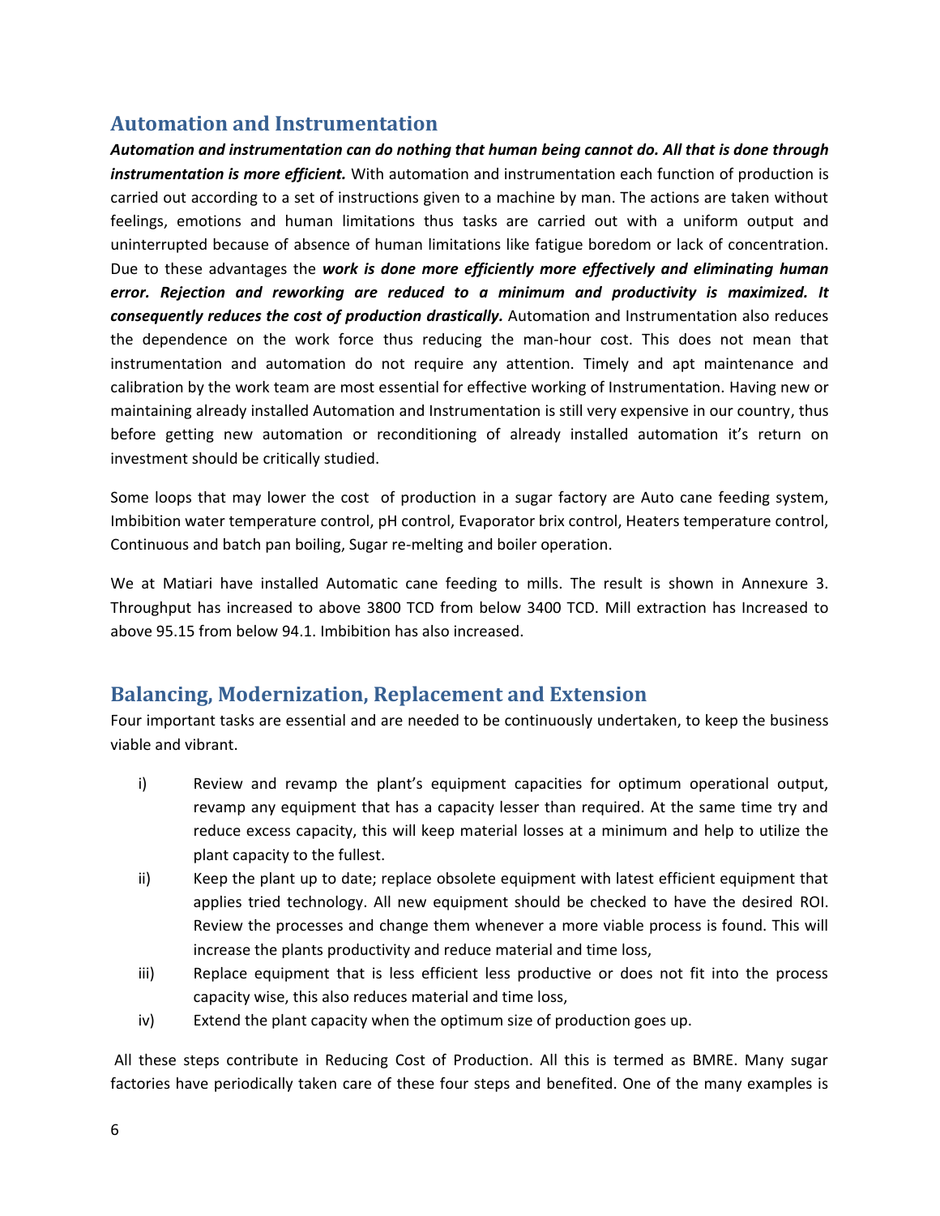## Automation and Instrumentation

***Automation and instrumentation can do nothing that human being cannot do. All that is done through instrumentation is more efficient.*** With automation and instrumentation each function of production is carried out according to a set of instructions given to a machine by man. The actions are taken without feelings, emotions and human limitations thus tasks are carried out with a uniform output and uninterrupted because of absence of human limitations like fatigue boredom or lack of concentration. Due to these advantages the ***work is done more efficiently more effectively and eliminating human error. Rejection and reworking are reduced to a minimum and productivity is maximized. It consequently reduces the cost of production drastically.*** Automation and Instrumentation also reduces the dependence on the work force thus reducing the man-hour cost. This does not mean that instrumentation and automation do not require any attention. Timely and apt maintenance and calibration by the work team are most essential for effective working of Instrumentation. Having new or maintaining already installed Automation and Instrumentation is still very expensive in our country, thus before getting new automation or reconditioning of already installed automation it's return on investment should be critically studied.

Some loops that may lower the cost of production in a sugar factory are Auto cane feeding system, Imbibition water temperature control, pH control, Evaporator brix control, Heaters temperature control, Continuous and batch pan boiling, Sugar re-melting and boiler operation.

We at Matiari have installed Automatic cane feeding to mills. The result is shown in Annexure 3. Throughput has increased to above 3800 TCD from below 3400 TCD. Mill extraction has Increased to above 95.15 from below 94.1. Imbibition has also increased.

## Balancing, Modernization, Replacement and Extension

Four important tasks are essential and are needed to be continuously undertaken, to keep the business viable and vibrant.

i) Review and revamp the plant's equipment capacities for optimum operational output, revamp any equipment that has a capacity lesser than required. At the same time try and reduce excess capacity, this will keep material losses at a minimum and help to utilize the plant capacity to the fullest.

ii) Keep the plant up to date; replace obsolete equipment with latest efficient equipment that applies tried technology. All new equipment should be checked to have the desired ROI. Review the processes and change them whenever a more viable process is found. This will increase the plants productivity and reduce material and time loss,

iii) Replace equipment that is less efficient less productive or does not fit into the process capacity wise, this also reduces material and time loss,

iv) Extend the plant capacity when the optimum size of production goes up.

All these steps contribute in Reducing Cost of Production. All this is termed as BMRE. Many sugar factories have periodically taken care of these four steps and benefited. One of the many examples is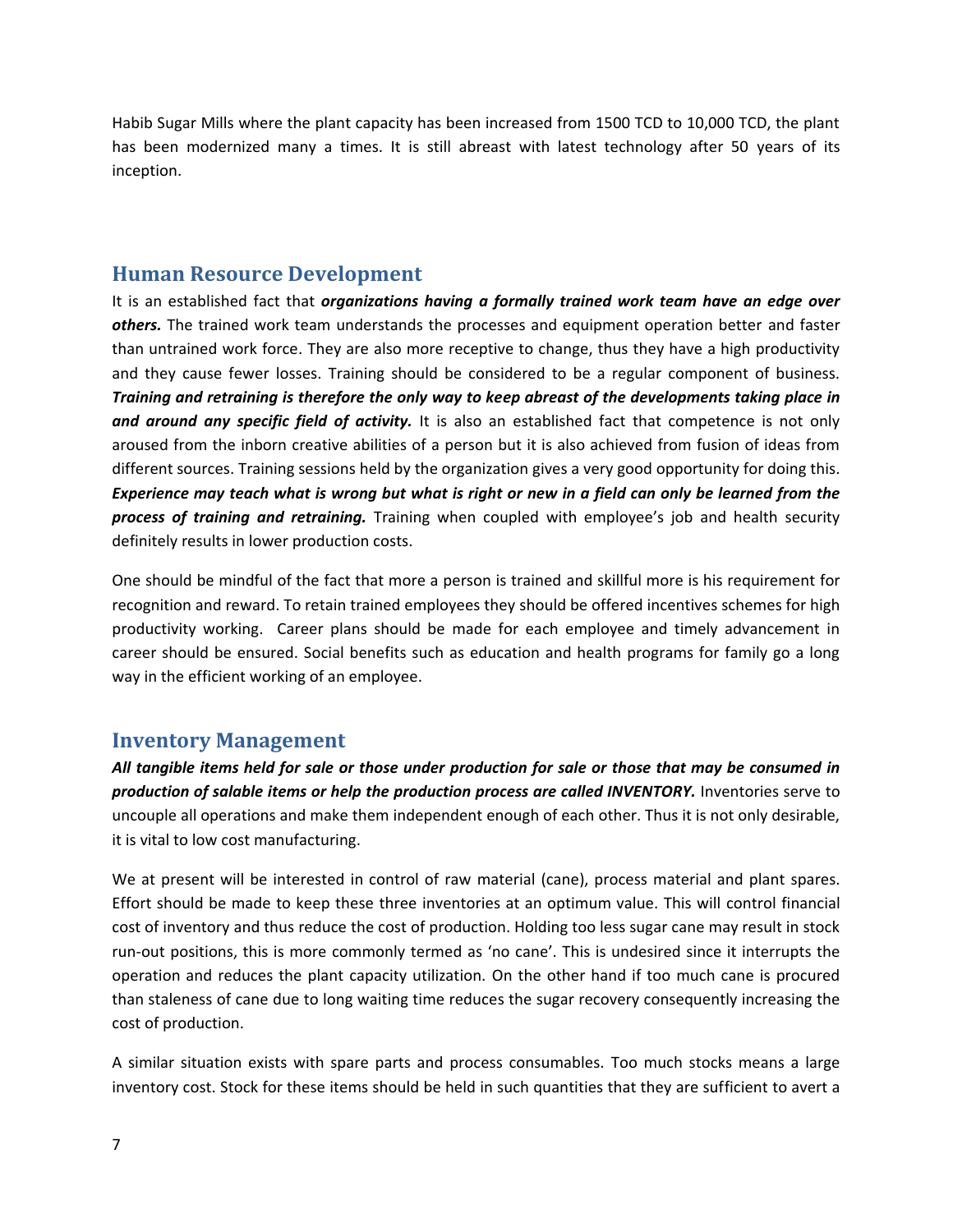Habib Sugar Mills where the plant capacity has been increased from 1500 TCD to 10,000 TCD, the plant has been modernized many a times. It is still abreast with latest technology after 50 years of its inception.

## Human Resource Development

It is an established fact that ***organizations having a formally trained work team have an edge over others.*** The trained work team understands the processes and equipment operation better and faster than untrained work force. They are also more receptive to change, thus they have a high productivity and they cause fewer losses. Training should be considered to be a regular component of business. ***Training and retraining is therefore the only way to keep abreast of the developments taking place in and around any specific field of activity.*** It is also an established fact that competence is not only aroused from the inborn creative abilities of a person but it is also achieved from fusion of ideas from different sources. Training sessions held by the organization gives a very good opportunity for doing this. ***Experience may teach what is wrong but what is right or new in a field can only be learned from the process of training and retraining.*** Training when coupled with employee's job and health security definitely results in lower production costs.

One should be mindful of the fact that more a person is trained and skillful more is his requirement for recognition and reward. To retain trained employees they should be offered incentives schemes for high productivity working. Career plans should be made for each employee and timely advancement in career should be ensured. Social benefits such as education and health programs for family go a long way in the efficient working of an employee.

## Inventory Management

***All tangible items held for sale or those under production for sale or those that may be consumed in production of salable items or help the production process are called INVENTORY.*** Inventories serve to uncouple all operations and make them independent enough of each other. Thus it is not only desirable, it is vital to low cost manufacturing.

We at present will be interested in control of raw material (cane), process material and plant spares. Effort should be made to keep these three inventories at an optimum value. This will control financial cost of inventory and thus reduce the cost of production. Holding too less sugar cane may result in stock run-out positions, this is more commonly termed as 'no cane'. This is undesired since it interrupts the operation and reduces the plant capacity utilization. On the other hand if too much cane is procured than staleness of cane due to long waiting time reduces the sugar recovery consequently increasing the cost of production.

A similar situation exists with spare parts and process consumables. Too much stocks means a large inventory cost. Stock for these items should be held in such quantities that they are sufficient to avert a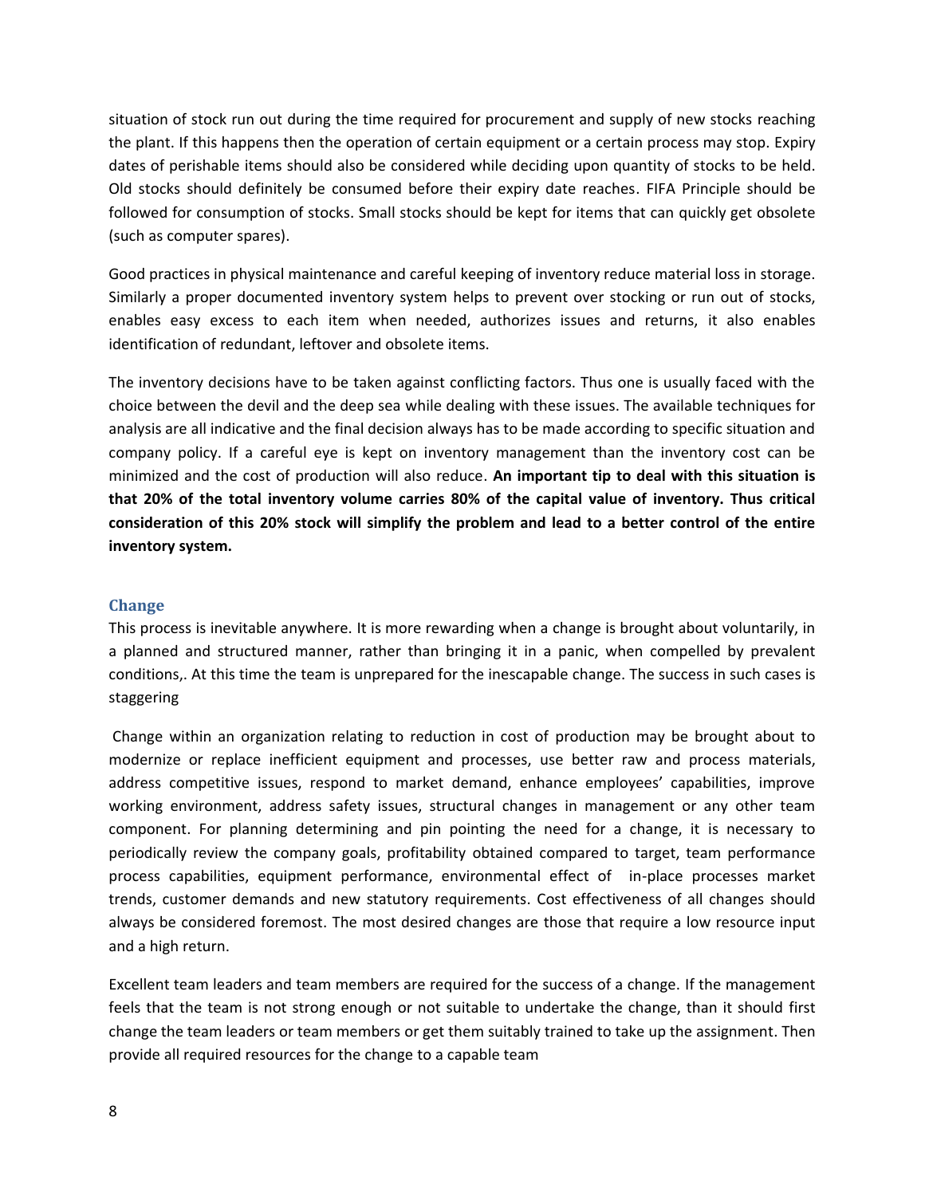situation of stock run out during the time required for procurement and supply of new stocks reaching the plant. If this happens then the operation of certain equipment or a certain process may stop. Expiry dates of perishable items should also be considered while deciding upon quantity of stocks to be held. Old stocks should definitely be consumed before their expiry date reaches. FIFA Principle should be followed for consumption of stocks. Small stocks should be kept for items that can quickly get obsolete (such as computer spares).

Good practices in physical maintenance and careful keeping of inventory reduce material loss in storage. Similarly a proper documented inventory system helps to prevent over stocking or run out of stocks, enables easy excess to each item when needed, authorizes issues and returns, it also enables identification of redundant, leftover and obsolete items.

The inventory decisions have to be taken against conflicting factors. Thus one is usually faced with the choice between the devil and the deep sea while dealing with these issues. The available techniques for analysis are all indicative and the final decision always has to be made according to specific situation and company policy. If a careful eye is kept on inventory management than the inventory cost can be minimized and the cost of production will also reduce. **An important tip to deal with this situation is that 20% of the total inventory volume carries 80% of the capital value of inventory. Thus critical consideration of this 20% stock will simplify the problem and lead to a better control of the entire inventory system.**

## Change

This process is inevitable anywhere. It is more rewarding when a change is brought about voluntarily, in a planned and structured manner, rather than bringing it in a panic, when compelled by prevalent conditions,. At this time the team is unprepared for the inescapable change. The success in such cases is staggering

Change within an organization relating to reduction in cost of production may be brought about to modernize or replace inefficient equipment and processes, use better raw and process materials, address competitive issues, respond to market demand, enhance employees' capabilities, improve working environment, address safety issues, structural changes in management or any other team component. For planning determining and pin pointing the need for a change, it is necessary to periodically review the company goals, profitability obtained compared to target, team performance process capabilities, equipment performance, environmental effect of in-place processes market trends, customer demands and new statutory requirements. Cost effectiveness of all changes should always be considered foremost. The most desired changes are those that require a low resource input and a high return.

Excellent team leaders and team members are required for the success of a change. If the management feels that the team is not strong enough or not suitable to undertake the change, than it should first change the team leaders or team members or get them suitably trained to take up the assignment. Then provide all required resources for the change to a capable team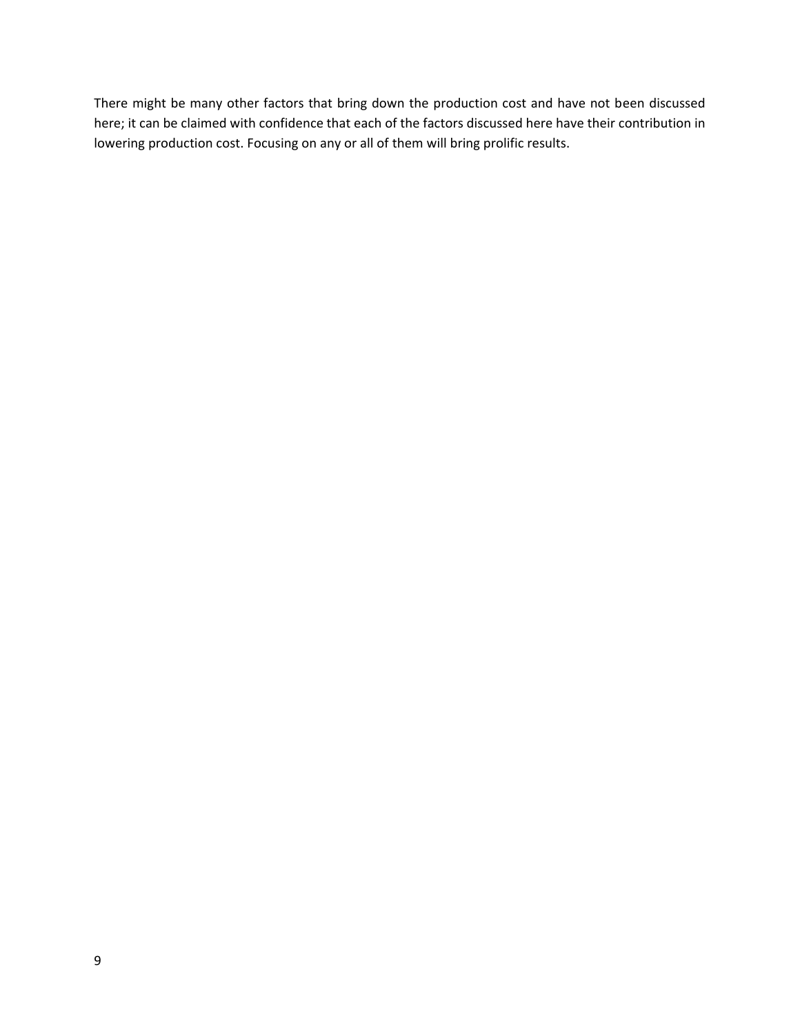There might be many other factors that bring down the production cost and have not been discussed here; it can be claimed with confidence that each of the factors discussed here have their contribution in lowering production cost. Focusing on any or all of them will bring prolific results.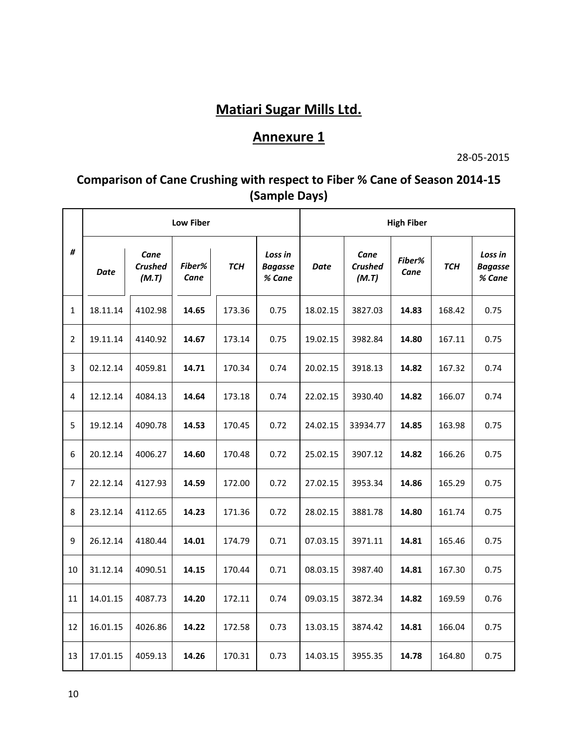# Matiari Sugar Mills Ltd.

## Annexure 1

28-05-2015

### Comparison of Cane Crushing with respect to Fiber % Cane of Season 2014-15 (Sample Days)

| # | Low Fiber | | | | | High Fiber | | | | |
|---|---|---|---|---|---|---|---|---|---|---|
| | *Date* | *Cane Crushed (M.T)* | *Fiber% Cane* | *TCH* | *Loss in Bagasse % Cane* | *Date* | *Cane Crushed (M.T)* | *Fiber% Cane* | *TCH* | *Loss in Bagasse % Cane* |
| 1 | 18.11.14 | 4102.98 | **14.65** | 173.36 | 0.75 | 18.02.15 | 3827.03 | **14.83** | 168.42 | 0.75 |
| 2 | 19.11.14 | 4140.92 | **14.67** | 173.14 | 0.75 | 19.02.15 | 3982.84 | **14.80** | 167.11 | 0.75 |
| 3 | 02.12.14 | 4059.81 | **14.71** | 170.34 | 0.74 | 20.02.15 | 3918.13 | **14.82** | 167.32 | 0.74 |
| 4 | 12.12.14 | 4084.13 | **14.64** | 173.18 | 0.74 | 22.02.15 | 3930.40 | **14.82** | 166.07 | 0.74 |
| 5 | 19.12.14 | 4090.78 | **14.53** | 170.45 | 0.72 | 24.02.15 | 33934.77 | **14.85** | 163.98 | 0.75 |
| 6 | 20.12.14 | 4006.27 | **14.60** | 170.48 | 0.72 | 25.02.15 | 3907.12 | **14.82** | 166.26 | 0.75 |
| 7 | 22.12.14 | 4127.93 | **14.59** | 172.00 | 0.72 | 27.02.15 | 3953.34 | **14.86** | 165.29 | 0.75 |
| 8 | 23.12.14 | 4112.65 | **14.23** | 171.36 | 0.72 | 28.02.15 | 3881.78 | **14.80** | 161.74 | 0.75 |
| 9 | 26.12.14 | 4180.44 | **14.01** | 174.79 | 0.71 | 07.03.15 | 3971.11 | **14.81** | 165.46 | 0.75 |
| 10 | 31.12.14 | 4090.51 | **14.15** | 170.44 | 0.71 | 08.03.15 | 3987.40 | **14.81** | 167.30 | 0.75 |
| 11 | 14.01.15 | 4087.73 | **14.20** | 172.11 | 0.74 | 09.03.15 | 3872.34 | **14.82** | 169.59 | 0.76 |
| 12 | 16.01.15 | 4026.86 | **14.22** | 172.58 | 0.73 | 13.03.15 | 3874.42 | **14.81** | 166.04 | 0.75 |
| 13 | 17.01.15 | 4059.13 | **14.26** | 170.31 | 0.73 | 14.03.15 | 3955.35 | **14.78** | 164.80 | 0.75 |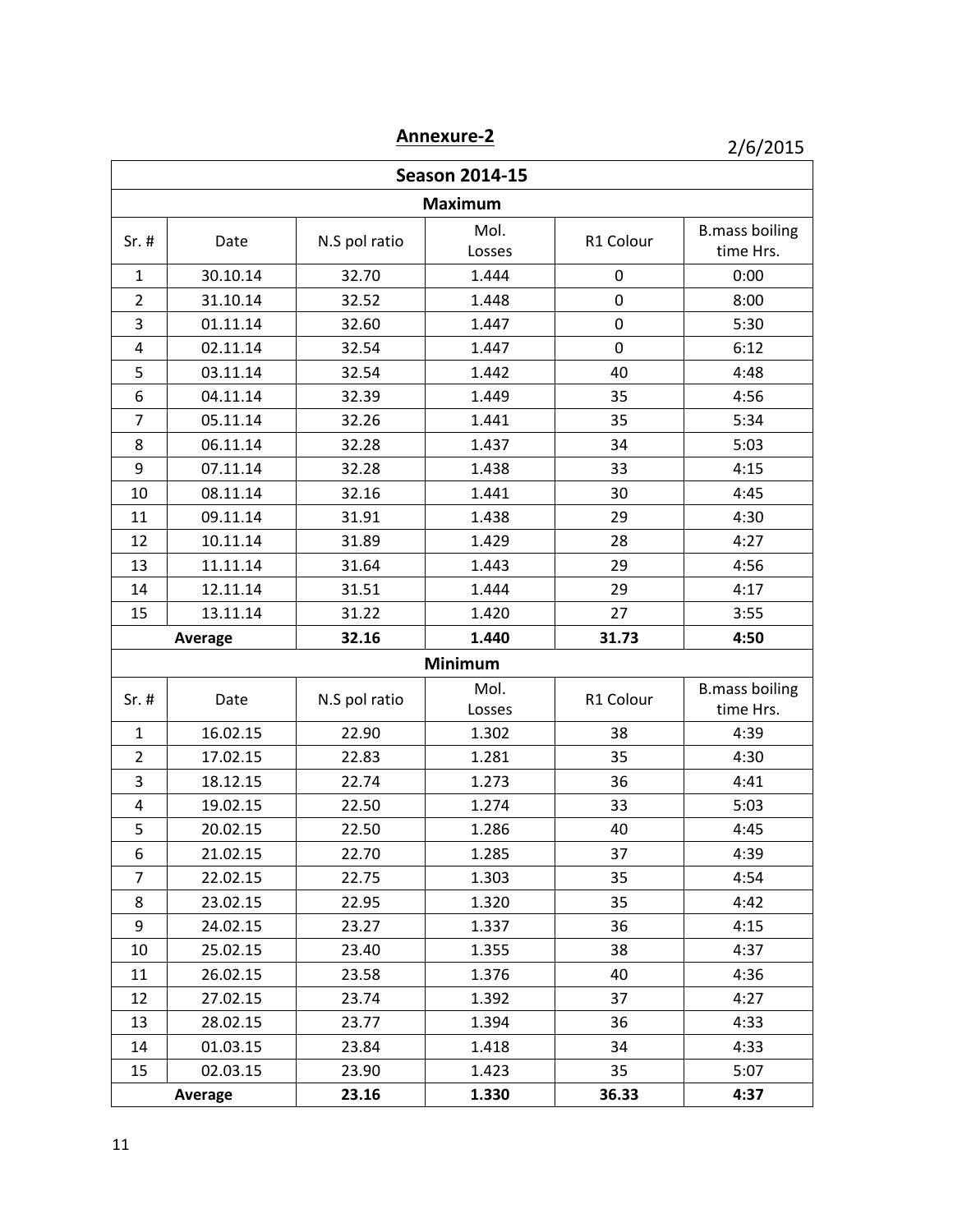# Annexure-2

2/6/2015

| Season 2014-15 | | | | | |
|---|---|---|---|---|---|
| **Maximum** | | | | | |
| Sr. # | Date | N.S pol ratio | Mol. Losses | R1 Colour | B.mass boiling time Hrs. |
| 1 | 30.10.14 | 32.70 | 1.444 | 0 | 0:00 |
| 2 | 31.10.14 | 32.52 | 1.448 | 0 | 8:00 |
| 3 | 01.11.14 | 32.60 | 1.447 | 0 | 5:30 |
| 4 | 02.11.14 | 32.54 | 1.447 | 0 | 6:12 |
| 5 | 03.11.14 | 32.54 | 1.442 | 40 | 4:48 |
| 6 | 04.11.14 | 32.39 | 1.449 | 35 | 4:56 |
| 7 | 05.11.14 | 32.26 | 1.441 | 35 | 5:34 |
| 8 | 06.11.14 | 32.28 | 1.437 | 34 | 5:03 |
| 9 | 07.11.14 | 32.28 | 1.438 | 33 | 4:15 |
| 10 | 08.11.14 | 32.16 | 1.441 | 30 | 4:45 |
| 11 | 09.11.14 | 31.91 | 1.438 | 29 | 4:30 |
| 12 | 10.11.14 | 31.89 | 1.429 | 28 | 4:27 |
| 13 | 11.11.14 | 31.64 | 1.443 | 29 | 4:56 |
| 14 | 12.11.14 | 31.51 | 1.444 | 29 | 4:17 |
| 15 | 13.11.14 | 31.22 | 1.420 | 27 | 3:55 |
| **Average** | | **32.16** | **1.440** | **31.73** | **4:50** |
| **Minimum** | | | | | |
| Sr. # | Date | N.S pol ratio | Mol. Losses | R1 Colour | B.mass boiling time Hrs. |
| 1 | 16.02.15 | 22.90 | 1.302 | 38 | 4:39 |
| 2 | 17.02.15 | 22.83 | 1.281 | 35 | 4:30 |
| 3 | 18.12.15 | 22.74 | 1.273 | 36 | 4:41 |
| 4 | 19.02.15 | 22.50 | 1.274 | 33 | 5:03 |
| 5 | 20.02.15 | 22.50 | 1.286 | 40 | 4:45 |
| 6 | 21.02.15 | 22.70 | 1.285 | 37 | 4:39 |
| 7 | 22.02.15 | 22.75 | 1.303 | 35 | 4:54 |
| 8 | 23.02.15 | 22.95 | 1.320 | 35 | 4:42 |
| 9 | 24.02.15 | 23.27 | 1.337 | 36 | 4:15 |
| 10 | 25.02.15 | 23.40 | 1.355 | 38 | 4:37 |
| 11 | 26.02.15 | 23.58 | 1.376 | 40 | 4:36 |
| 12 | 27.02.15 | 23.74 | 1.392 | 37 | 4:27 |
| 13 | 28.02.15 | 23.77 | 1.394 | 36 | 4:33 |
| 14 | 01.03.15 | 23.84 | 1.418 | 34 | 4:33 |
| 15 | 02.03.15 | 23.90 | 1.423 | 35 | 5:07 |
| **Average** | | **23.16** | **1.330** | **36.33** | **4:37** |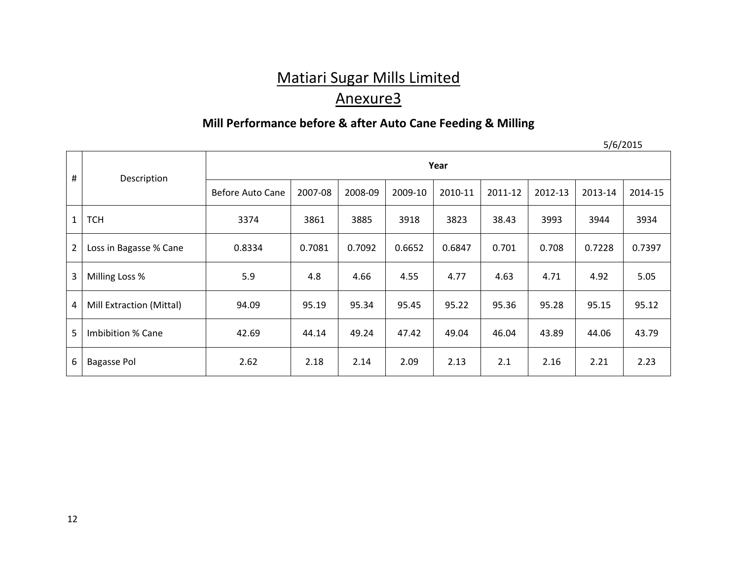# Matiari Sugar Mills Limited

## Anexure3

### Mill Performance before & after Auto Cane Feeding & Milling

5/6/2015

| # | Description | Year | | | | | | | | |
|---|---|---|---|---|---|---|---|---|---|---|
| | | Before Auto Cane | 2007-08 | 2008-09 | 2009-10 | 2010-11 | 2011-12 | 2012-13 | 2013-14 | 2014-15 |
| 1 | TCH | 3374 | 3861 | 3885 | 3918 | 3823 | 38.43 | 3993 | 3944 | 3934 |
| 2 | Loss in Bagasse % Cane | 0.8334 | 0.7081 | 0.7092 | 0.6652 | 0.6847 | 0.701 | 0.708 | 0.7228 | 0.7397 |
| 3 | Milling Loss % | 5.9 | 4.8 | 4.66 | 4.55 | 4.77 | 4.63 | 4.71 | 4.92 | 5.05 |
| 4 | Mill Extraction (Mittal) | 94.09 | 95.19 | 95.34 | 95.45 | 95.22 | 95.36 | 95.28 | 95.15 | 95.12 |
| 5 | Imbibition % Cane | 42.69 | 44.14 | 49.24 | 47.42 | 49.04 | 46.04 | 43.89 | 44.06 | 43.79 |
| 6 | Bagasse Pol | 2.62 | 2.18 | 2.14 | 2.09 | 2.13 | 2.1 | 2.16 | 2.21 | 2.23 |